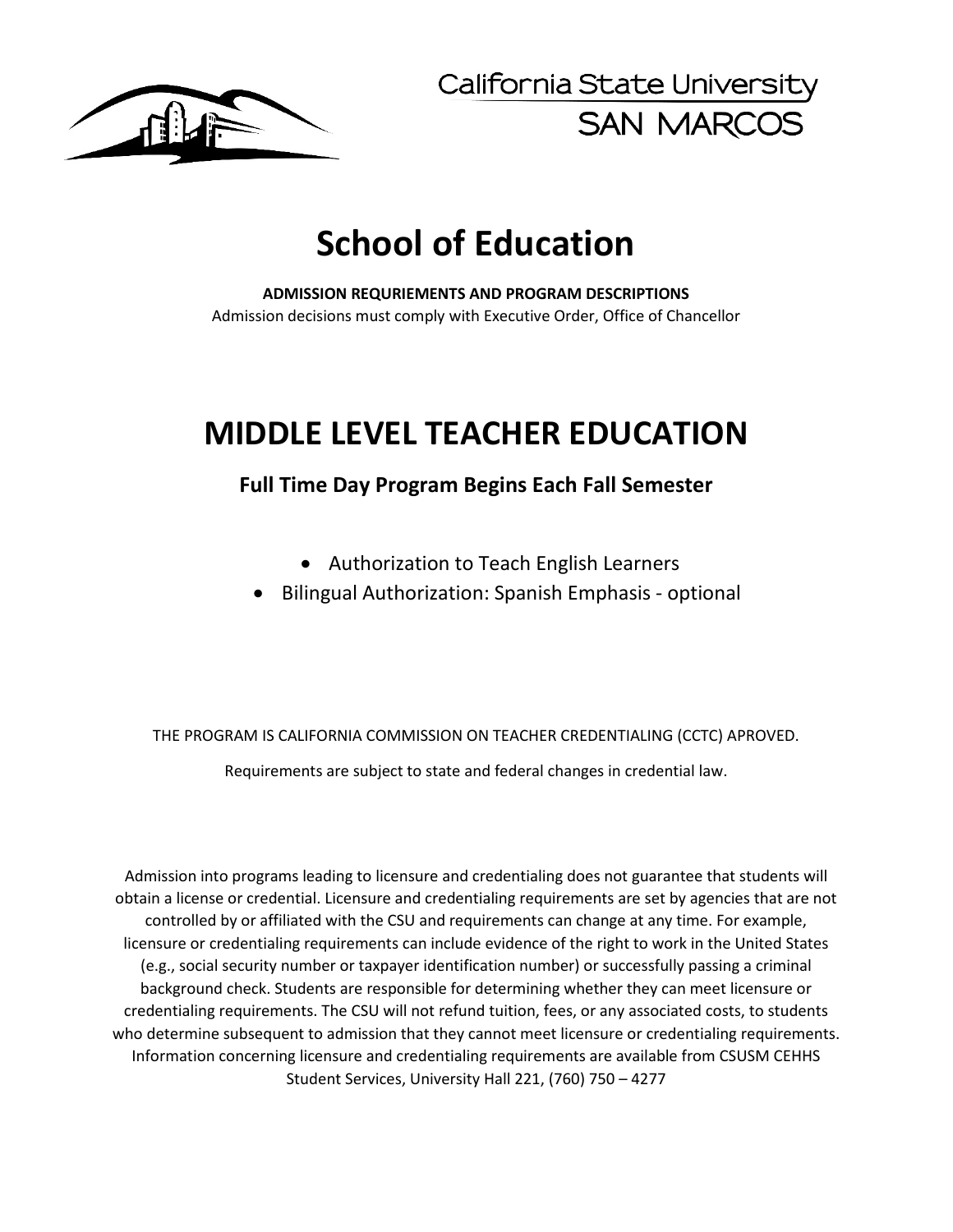California State University
SAN MARCOS

# School of Education

**ADMISSION REQURIEMENTS AND PROGRAM DESCRIPTIONS**

Admission decisions must comply with Executive Order, Office of Chancellor

# MIDDLE LEVEL TEACHER EDUCATION

### Full Time Day Program Begins Each Fall Semester

- Authorization to Teach English Learners
- Bilingual Authorization: Spanish Emphasis - optional

THE PROGRAM IS CALIFORNIA COMMISSION ON TEACHER CREDENTIALING (CCTC) APROVED.

Requirements are subject to state and federal changes in credential law.

Admission into programs leading to licensure and credentialing does not guarantee that students will obtain a license or credential. Licensure and credentialing requirements are set by agencies that are not controlled by or affiliated with the CSU and requirements can change at any time. For example, licensure or credentialing requirements can include evidence of the right to work in the United States (e.g., social security number or taxpayer identification number) or successfully passing a criminal background check. Students are responsible for determining whether they can meet licensure or credentialing requirements. The CSU will not refund tuition, fees, or any associated costs, to students who determine subsequent to admission that they cannot meet licensure or credentialing requirements. Information concerning licensure and credentialing requirements are available from CSUSM CEHHS Student Services, University Hall 221, (760) 750 – 4277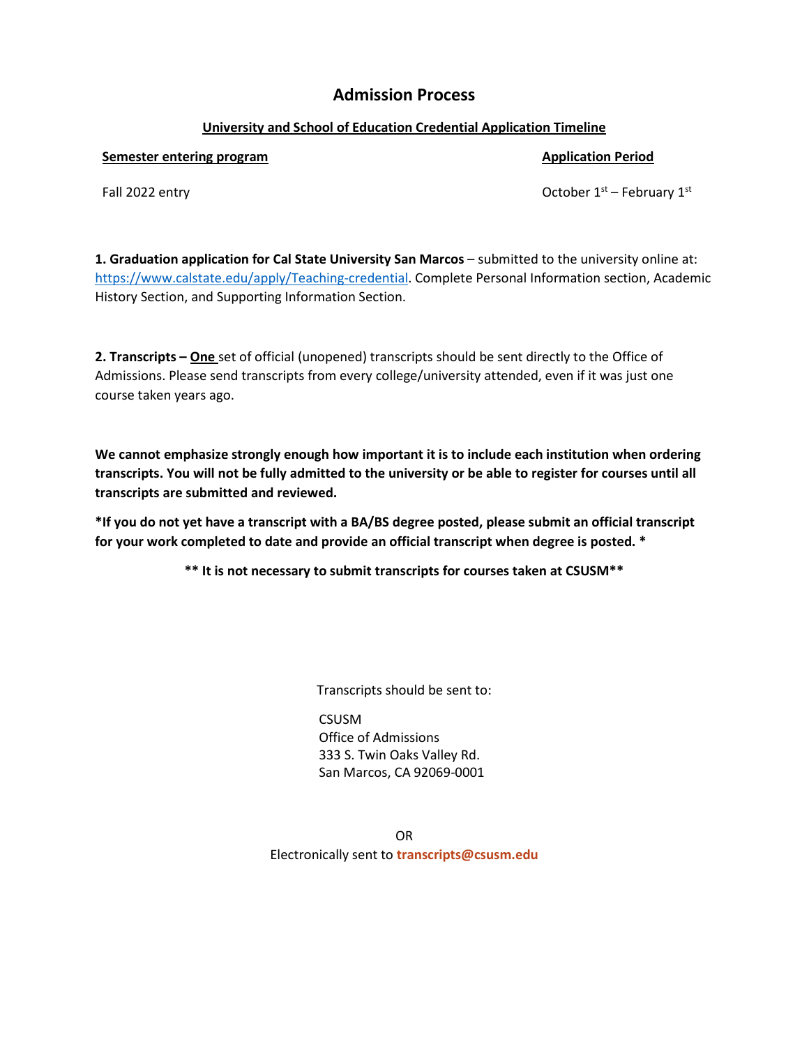# Admission Process

**University and School of Education Credential Application Timeline**

| Semester entering program | Application Period |
| --- | --- |
| Fall 2022 entry | October 1st – February 1st |

**1. Graduation application for Cal State University San Marcos** – submitted to the university online at: [https://www.calstate.edu/apply/Teaching-credential](https://www.calstate.edu/apply/Teaching-credential). Complete Personal Information section, Academic History Section, and Supporting Information Section.

**2. Transcripts – One** set of official (unopened) transcripts should be sent directly to the Office of Admissions. Please send transcripts from every college/university attended, even if it was just one course taken years ago.

**We cannot emphasize strongly enough how important it is to include each institution when ordering transcripts. You will not be fully admitted to the university or be able to register for courses until all transcripts are submitted and reviewed.**

***If you do not yet have a transcript with a BA/BS degree posted, please submit an official transcript for your work completed to date and provide an official transcript when degree is posted. ***

**** It is not necessary to submit transcripts for courses taken at CSUSM****

Transcripts should be sent to:

CSUSM
Office of Admissions
333 S. Twin Oaks Valley Rd.
San Marcos, CA 92069-0001

OR

Electronically sent to **transcripts@csusm.edu**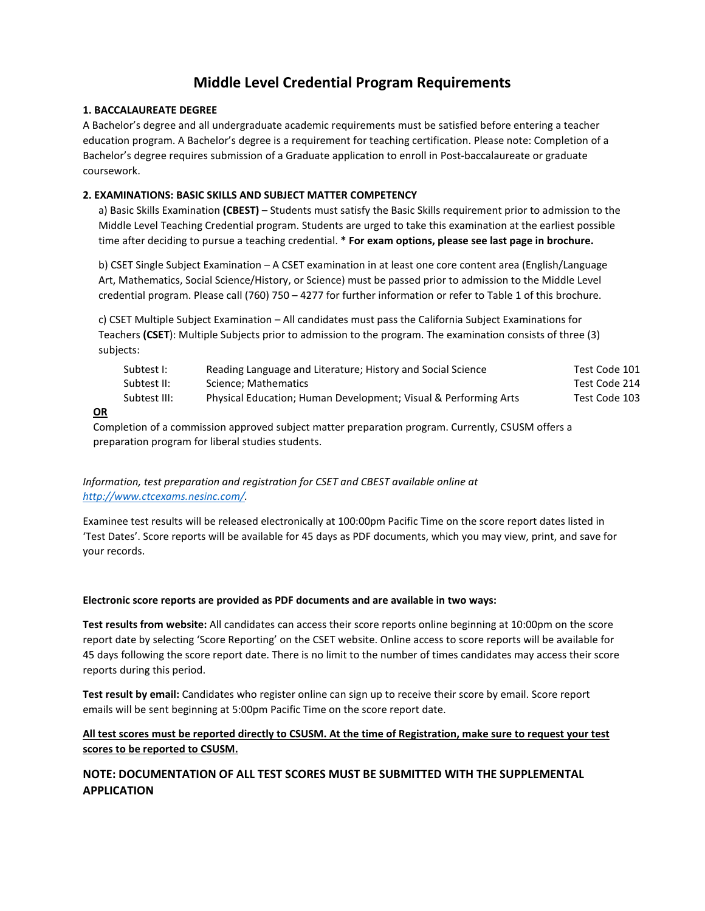# Middle Level Credential Program Requirements

**1. BACCALAUREATE DEGREE**

A Bachelor's degree and all undergraduate academic requirements must be satisfied before entering a teacher education program. A Bachelor's degree is a requirement for teaching certification. Please note: Completion of a Bachelor's degree requires submission of a Graduate application to enroll in Post-baccalaureate or graduate coursework.

**2. EXAMINATIONS: BASIC SKILLS AND SUBJECT MATTER COMPETENCY**

a) Basic Skills Examination **(CBEST)** – Students must satisfy the Basic Skills requirement prior to admission to the Middle Level Teaching Credential program. Students are urged to take this examination at the earliest possible time after deciding to pursue a teaching credential. *** For exam options, please see last page in brochure.**

b) CSET Single Subject Examination – A CSET examination in at least one core content area (English/Language Art, Mathematics, Social Science/History, or Science) must be passed prior to admission to the Middle Level credential program. Please call (760) 750 – 4277 for further information or refer to Table 1 of this brochure.

c) CSET Multiple Subject Examination – All candidates must pass the California Subject Examinations for Teachers **(CSET)**: Multiple Subjects prior to admission to the program. The examination consists of three (3) subjects:

| | | |
|---|---|---|
| Subtest I: | Reading Language and Literature; History and Social Science | Test Code 101 |
| Subtest II: | Science; Mathematics | Test Code 214 |
| Subtest III: | Physical Education; Human Development; Visual & Performing Arts | Test Code 103 |

<u>**OR**</u>

Completion of a commission approved subject matter preparation program. Currently, CSUSM offers a preparation program for liberal studies students.

*Information, test preparation and registration for CSET and CBEST available online at [http://www.ctcexams.nesinc.com/](http://www.ctcexams.nesinc.com/).*

Examinee test results will be released electronically at 100:00pm Pacific Time on the score report dates listed in 'Test Dates'. Score reports will be available for 45 days as PDF documents, which you may view, print, and save for your records.

**Electronic score reports are provided as PDF documents and are available in two ways:**

**Test results from website:** All candidates can access their score reports online beginning at 10:00pm on the score report date by selecting 'Score Reporting' on the CSET website. Online access to score reports will be available for 45 days following the score report date. There is no limit to the number of times candidates may access their score reports during this period.

**Test result by email:** Candidates who register online can sign up to receive their score by email. Score report emails will be sent beginning at 5:00pm Pacific Time on the score report date.

<u>**All test scores must be reported directly to CSUSM. At the time of Registration, make sure to request your test scores to be reported to CSUSM.**</u>

**NOTE: DOCUMENTATION OF ALL TEST SCORES MUST BE SUBMITTED WITH THE SUPPLEMENTAL APPLICATION**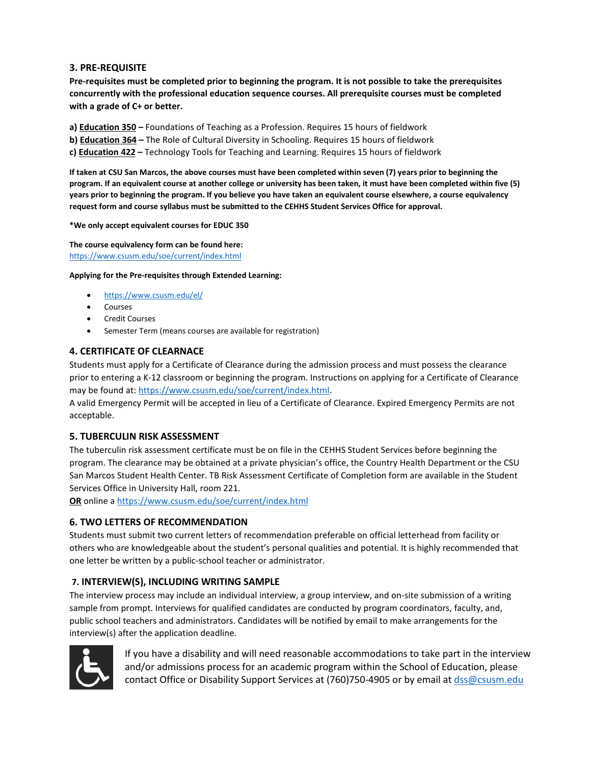### 3. PRE-REQUISITE

**Pre-requisites must be completed prior to beginning the program. It is not possible to take the prerequisites concurrently with the professional education sequence courses. All prerequisite courses must be completed with a grade of C+ or better.**

**a) Education 350 –** Foundations of Teaching as a Profession. Requires 15 hours of fieldwork
**b) Education 364 –** The Role of Cultural Diversity in Schooling. Requires 15 hours of fieldwork
**c) Education 422 –** Technology Tools for Teaching and Learning. Requires 15 hours of fieldwork

**If taken at CSU San Marcos, the above courses must have been completed within seven (7) years prior to beginning the program. If an equivalent course at another college or university has been taken, it must have been completed within five (5) years prior to beginning the program. If you believe you have taken an equivalent course elsewhere, a course equivalency request form and course syllabus must be submitted to the CEHHS Student Services Office for approval.**

**\*We only accept equivalent courses for EDUC 350**

**The course equivalency form can be found here:**
https://www.csusm.edu/soe/current/index.html

**Applying for the Pre-requisites through Extended Learning:**

- https://www.csusm.edu/el/
- Courses
- Credit Courses
- Semester Term (means courses are available for registration)

### 4. CERTIFICATE OF CLEARNACE

Students must apply for a Certificate of Clearance during the admission process and must possess the clearance prior to entering a K-12 classroom or beginning the program. Instructions on applying for a Certificate of Clearance may be found at: https://www.csusm.edu/soe/current/index.html.
A valid Emergency Permit will be accepted in lieu of a Certificate of Clearance. Expired Emergency Permits are not acceptable.

### 5. TUBERCULIN RISK ASSESSMENT

The tuberculin risk assessment certificate must be on file in the CEHHS Student Services before beginning the program. The clearance may be obtained at a private physician's office, the Country Health Department or the CSU San Marcos Student Health Center. TB Risk Assessment Certificate of Completion form are available in the Student Services Office in University Hall, room 221.
**OR** online a https://www.csusm.edu/soe/current/index.html

### 6. TWO LETTERS OF RECOMMENDATION

Students must submit two current letters of recommendation preferable on official letterhead from facility or others who are knowledgeable about the student's personal qualities and potential. It is highly recommended that one letter be written by a public-school teacher or administrator.

### 7. INTERVIEW(S), INCLUDING WRITING SAMPLE

The interview process may include an individual interview, a group interview, and on-site submission of a writing sample from prompt. Interviews for qualified candidates are conducted by program coordinators, faculty, and, public school teachers and administrators. Candidates will be notified by email to make arrangements for the interview(s) after the application deadline.

If you have a disability and will need reasonable accommodations to take part in the interview and/or admissions process for an academic program within the School of Education, please contact Office or Disability Support Services at (760)750-4905 or by email at dss@csusm.edu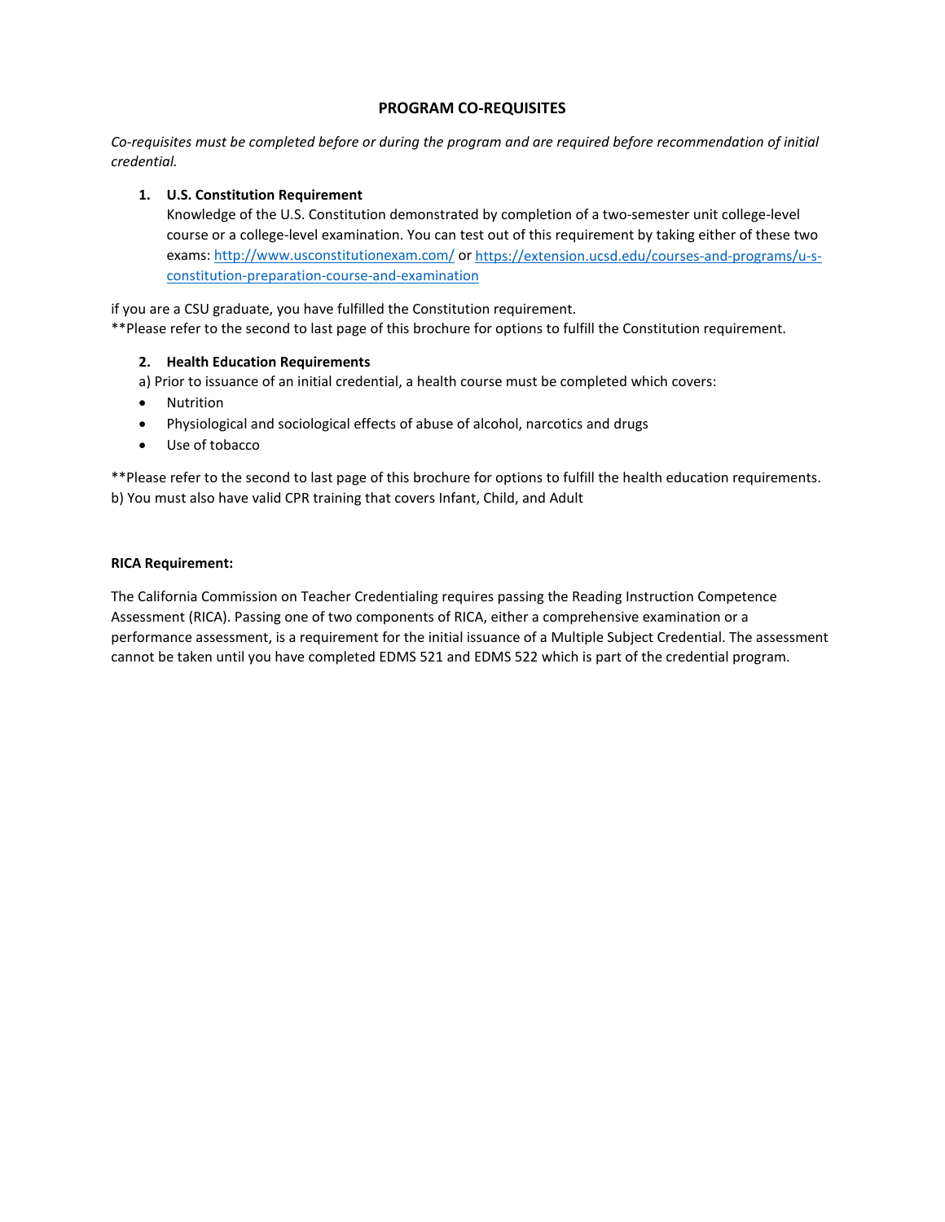# PROGRAM CO-REQUISITES

*Co-requisites must be completed before or during the program and are required before recommendation of initial credential.*

1. **U.S. Constitution Requirement**
   Knowledge of the U.S. Constitution demonstrated by completion of a two-semester unit college-level course or a college-level examination. You can test out of this requirement by taking either of these two exams: http://www.usconstitutionexam.com/ or https://extension.ucsd.edu/courses-and-programs/u-s-constitution-preparation-course-and-examination

if you are a CSU graduate, you have fulfilled the Constitution requirement.
**Please refer to the second to last page of this brochure for options to fulfill the Constitution requirement.

2. **Health Education Requirements**

a) Prior to issuance of an initial credential, a health course must be completed which covers:

- Nutrition
- Physiological and sociological effects of abuse of alcohol, narcotics and drugs
- Use of tobacco

**Please refer to the second to last page of this brochure for options to fulfill the health education requirements.
b) You must also have valid CPR training that covers Infant, Child, and Adult

**RICA Requirement:**

The California Commission on Teacher Credentialing requires passing the Reading Instruction Competence Assessment (RICA). Passing one of two components of RICA, either a comprehensive examination or a performance assessment, is a requirement for the initial issuance of a Multiple Subject Credential. The assessment cannot be taken until you have completed EDMS 521 and EDMS 522 which is part of the credential program.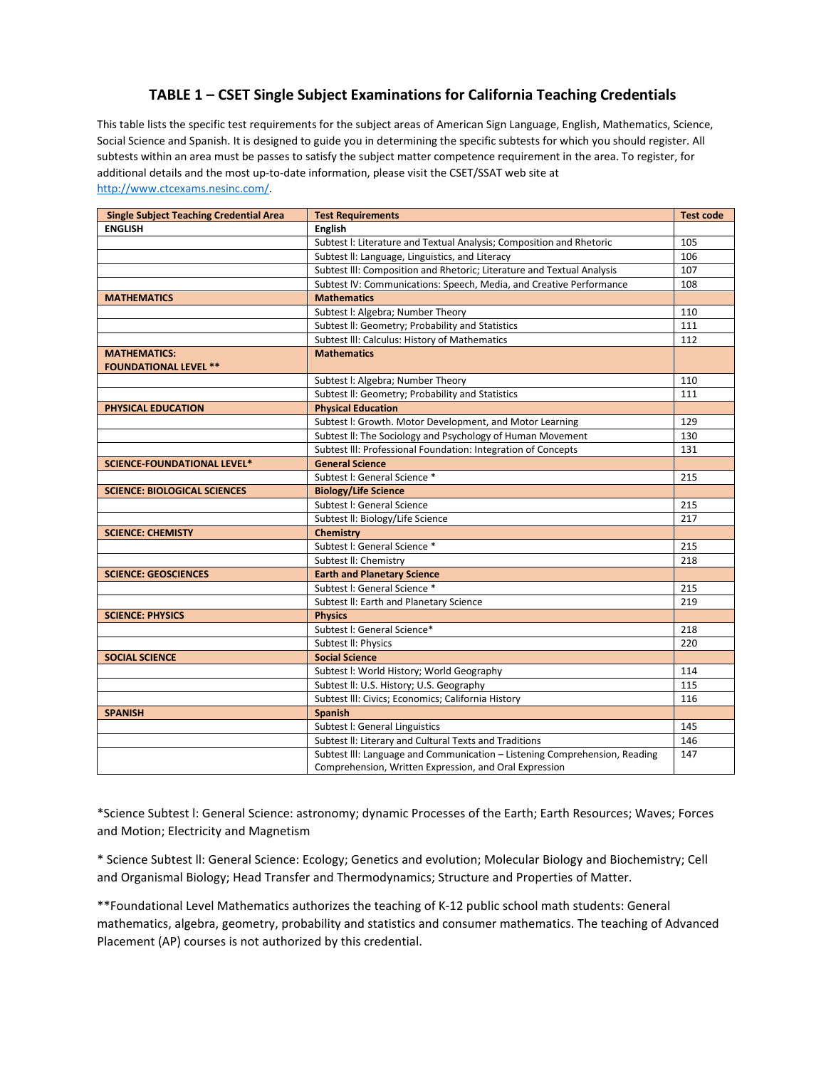## TABLE 1 – CSET Single Subject Examinations for California Teaching Credentials

This table lists the specific test requirements for the subject areas of American Sign Language, English, Mathematics, Science, Social Science and Spanish. It is designed to guide you in determining the specific subtests for which you should register. All subtests within an area must be passes to satisfy the subject matter competence requirement in the area. To register, for additional details and the most up-to-date information, please visit the CSET/SSAT web site at http://www.ctcexams.nesinc.com/.

| Single Subject Teaching Credential Area | Test Requirements | Test code |
|---|---|---|
| **ENGLISH** | **English** | |
| | Subtest I: Literature and Textual Analysis; Composition and Rhetoric | 105 |
| | Subtest II: Language, Linguistics, and Literacy | 106 |
| | Subtest III: Composition and Rhetoric; Literature and Textual Analysis | 107 |
| | Subtest IV: Communications: Speech, Media, and Creative Performance | 108 |
| **MATHEMATICS** | **Mathematics** | |
| | Subtest I: Algebra; Number Theory | 110 |
| | Subtest II: Geometry; Probability and Statistics | 111 |
| | Subtest III: Calculus: History of Mathematics | 112 |
| **MATHEMATICS: FOUNDATIONAL LEVEL ** ** | **Mathematics** | |
| | Subtest I: Algebra; Number Theory | 110 |
| | Subtest II: Geometry; Probability and Statistics | 111 |
| **PHYSICAL EDUCATION** | **Physical Education** | |
| | Subtest I: Growth. Motor Development, and Motor Learning | 129 |
| | Subtest II: The Sociology and Psychology of Human Movement | 130 |
| | Subtest III: Professional Foundation: Integration of Concepts | 131 |
| **SCIENCE-FOUNDATIONAL LEVEL*** | **General Science** | |
| | Subtest I: General Science * | 215 |
| **SCIENCE: BIOLOGICAL SCIENCES** | **Biology/Life Science** | |
| | Subtest I: General Science | 215 |
| | Subtest II: Biology/Life Science | 217 |
| **SCIENCE: CHEMISTY** | **Chemistry** | |
| | Subtest I: General Science * | 215 |
| | Subtest II: Chemistry | 218 |
| **SCIENCE: GEOSCIENCES** | **Earth and Planetary Science** | |
| | Subtest I: General Science * | 215 |
| | Subtest II: Earth and Planetary Science | 219 |
| **SCIENCE: PHYSICS** | **Physics** | |
| | Subtest I: General Science* | 218 |
| | Subtest II: Physics | 220 |
| **SOCIAL SCIENCE** | **Social Science** | |
| | Subtest I: World History; World Geography | 114 |
| | Subtest II: U.S. History; U.S. Geography | 115 |
| | Subtest III: Civics; Economics; California History | 116 |
| **SPANISH** | **Spanish** | |
| | Subtest I: General Linguistics | 145 |
| | Subtest II: Literary and Cultural Texts and Traditions | 146 |
| | Subtest III: Language and Communication – Listening Comprehension, Reading Comprehension, Written Expression, and Oral Expression | 147 |

*Science Subtest I: General Science: astronomy; dynamic Processes of the Earth; Earth Resources; Waves; Forces and Motion; Electricity and Magnetism

* Science Subtest II: General Science: Ecology; Genetics and evolution; Molecular Biology and Biochemistry; Cell and Organismal Biology; Head Transfer and Thermodynamics; Structure and Properties of Matter.

**Foundational Level Mathematics authorizes the teaching of K-12 public school math students: General mathematics, algebra, geometry, probability and statistics and consumer mathematics. The teaching of Advanced Placement (AP) courses is not authorized by this credential.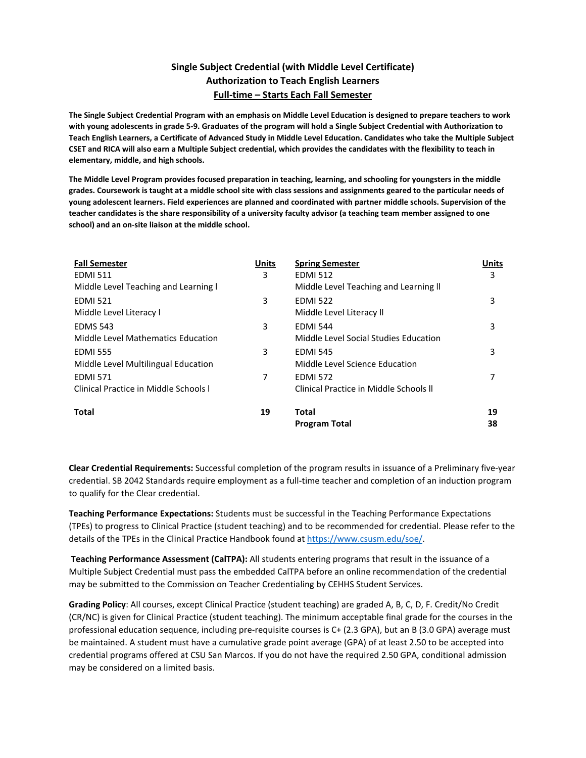# Single Subject Credential (with Middle Level Certificate)
## Authorization to Teach English Learners
### Full-time – Starts Each Fall Semester

**The Single Subject Credential Program with an emphasis on Middle Level Education is designed to prepare teachers to work with young adolescents in grade 5-9. Graduates of the program will hold a Single Subject Credential with Authorization to Teach English Learners, a Certificate of Advanced Study in Middle Level Education. Candidates who take the Multiple Subject CSET and RICA will also earn a Multiple Subject credential, which provides the candidates with the flexibility to teach in elementary, middle, and high schools.**

**The Middle Level Program provides focused preparation in teaching, learning, and schooling for youngsters in the middle grades. Coursework is taught at a middle school site with class sessions and assignments geared to the particular needs of young adolescent learners. Field experiences are planned and coordinated with partner middle schools. Supervision of the teacher candidates is the share responsibility of a university faculty advisor (a teaching team member assigned to one school) and an on-site liaison at the middle school.**

| Fall Semester | Units | Spring Semester | Units |
|---|---|---|---|
| EDMI 511<br>Middle Level Teaching and Learning l | 3 | EDMI 512<br>Middle Level Teaching and Learning ll | 3 |
| EDMI 521<br>Middle Level Literacy l | 3 | EDMI 522<br>Middle Level Literacy ll | 3 |
| EDMS 543<br>Middle Level Mathematics Education | 3 | EDMI 544<br>Middle Level Social Studies Education | 3 |
| EDMI 555<br>Middle Level Multilingual Education | 3 | EDMI 545<br>Middle Level Science Education | 3 |
| EDMI 571<br>Clinical Practice in Middle Schools l | 7 | EDMI 572<br>Clinical Practice in Middle Schools ll | 7 |
| **Total** | **19** | **Total** | **19** |
| | | **Program Total** | **38** |

**Clear Credential Requirements:** Successful completion of the program results in issuance of a Preliminary five-year credential. SB 2042 Standards require employment as a full-time teacher and completion of an induction program to qualify for the Clear credential.

**Teaching Performance Expectations:** Students must be successful in the Teaching Performance Expectations (TPEs) to progress to Clinical Practice (student teaching) and to be recommended for credential. Please refer to the details of the TPEs in the Clinical Practice Handbook found at https://www.csusm.edu/soe/.

**Teaching Performance Assessment (CalTPA):** All students entering programs that result in the issuance of a Multiple Subject Credential must pass the embedded CalTPA before an online recommendation of the credential may be submitted to the Commission on Teacher Credentialing by CEHHS Student Services.

**Grading Policy**: All courses, except Clinical Practice (student teaching) are graded A, B, C, D, F. Credit/No Credit (CR/NC) is given for Clinical Practice (student teaching). The minimum acceptable final grade for the courses in the professional education sequence, including pre-requisite courses is C+ (2.3 GPA), but an B (3.0 GPA) average must be maintained. A student must have a cumulative grade point average (GPA) of at least 2.50 to be accepted into credential programs offered at CSU San Marcos. If you do not have the required 2.50 GPA, conditional admission may be considered on a limited basis.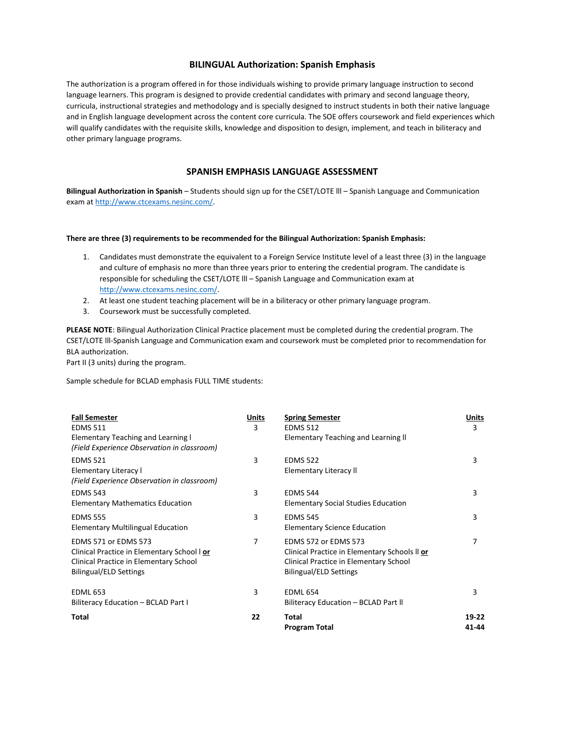## BILINGUAL Authorization: Spanish Emphasis

The authorization is a program offered in for those individuals wishing to provide primary language instruction to second language learners. This program is designed to provide credential candidates with primary and second language theory, curricula, instructional strategies and methodology and is specially designed to instruct students in both their native language and in English language development across the content core curricula. The SOE offers coursework and field experiences which will qualify candidates with the requisite skills, knowledge and disposition to design, implement, and teach in biliteracy and other primary language programs.

## SPANISH EMPHASIS LANGUAGE ASSESSMENT

**Bilingual Authorization in Spanish** – Students should sign up for the CSET/LOTE lll – Spanish Language and Communication exam at http://www.ctcexams.nesinc.com/.

**There are three (3) requirements to be recommended for the Bilingual Authorization: Spanish Emphasis:**

1. Candidates must demonstrate the equivalent to a Foreign Service Institute level of a least three (3) in the language and culture of emphasis no more than three years prior to entering the credential program. The candidate is responsible for scheduling the CSET/LOTE lll – Spanish Language and Communication exam at http://www.ctcexams.nesinc.com/.
2. At least one student teaching placement will be in a biliteracy or other primary language program.
3. Coursework must be successfully completed.

**PLEASE NOTE**: Bilingual Authorization Clinical Practice placement must be completed during the credential program. The CSET/LOTE lll-Spanish Language and Communication exam and coursework must be completed prior to recommendation for BLA authorization.
Part II (3 units) during the program.

Sample schedule for BCLAD emphasis FULL TIME students:

| **Fall Semester** | **Units** | **Spring Semester** | **Units** |
|---|---|---|---|
| EDMS 511<br>Elementary Teaching and Learning I<br>*(Field Experience Observation in classroom)* | 3 | EDMS 512<br>Elementary Teaching and Learning II | 3 |
| EDMS 521<br>Elementary Literacy I<br>*(Field Experience Observation in classroom)* | 3 | EDMS 522<br>Elementary Literacy II | 3 |
| EDMS 543<br>Elementary Mathematics Education | 3 | EDMS 544<br>Elementary Social Studies Education | 3 |
| EDMS 555<br>Elementary Multilingual Education | 3 | EDMS 545<br>Elementary Science Education | 3 |
| EDMS 571 or EDMS 573<br>Clinical Practice in Elementary School I **or**<br>Clinical Practice in Elementary School Bilingual/ELD Settings | 7 | EDMS 572 or EDMS 573<br>Clinical Practice in Elementary Schools II **or**<br>Clinical Practice in Elementary School Bilingual/ELD Settings | 7 |
| EDML 653<br>Biliteracy Education – BCLAD Part I | 3 | EDML 654<br>Biliteracy Education – BCLAD Part II | 3 |
| **Total** | **22** | **Total**<br>**Program Total** | **19-22**<br>**41-44** |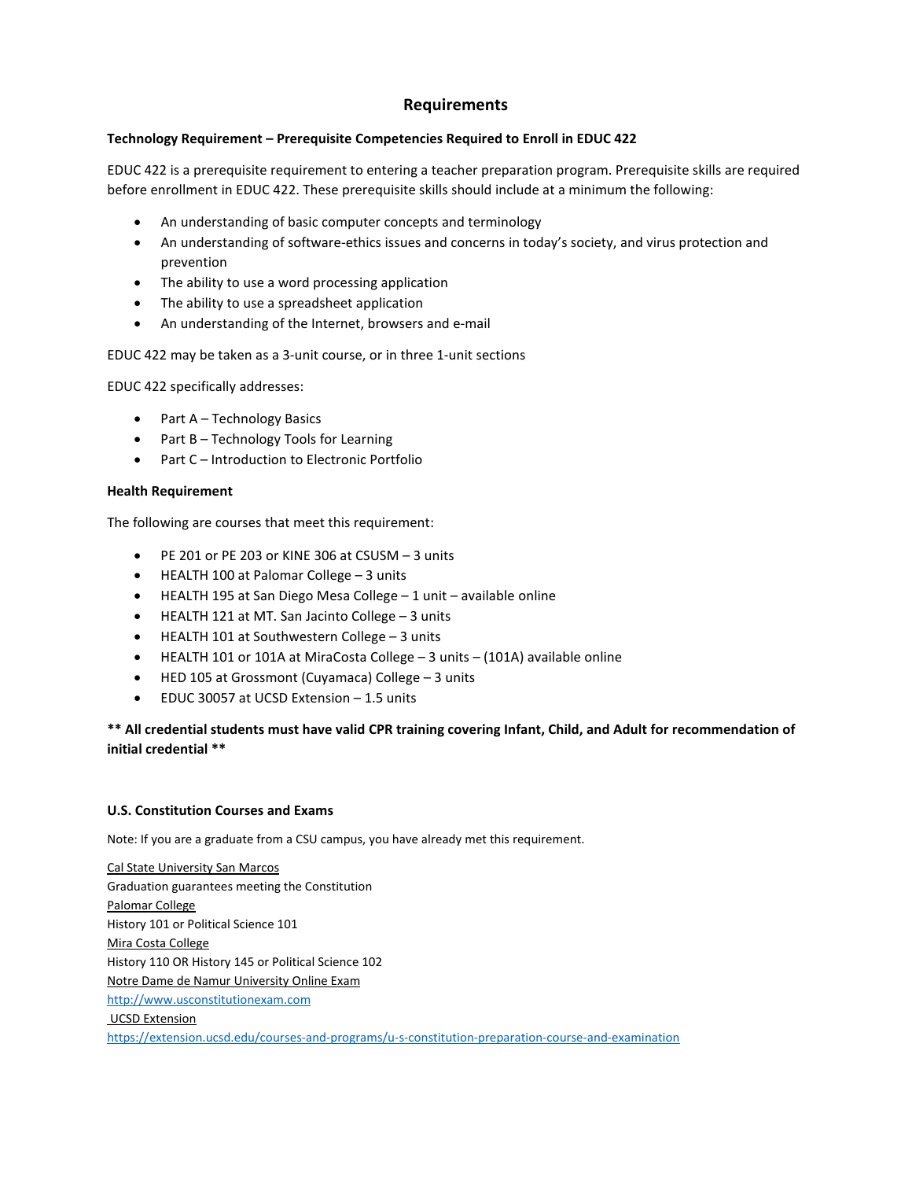# Requirements

**Technology Requirement – Prerequisite Competencies Required to Enroll in EDUC 422**

EDUC 422 is a prerequisite requirement to entering a teacher preparation program. Prerequisite skills are required before enrollment in EDUC 422. These prerequisite skills should include at a minimum the following:

- An understanding of basic computer concepts and terminology
- An understanding of software-ethics issues and concerns in today's society, and virus protection and prevention
- The ability to use a word processing application
- The ability to use a spreadsheet application
- An understanding of the Internet, browsers and e-mail

EDUC 422 may be taken as a 3-unit course, or in three 1-unit sections

EDUC 422 specifically addresses:

- Part A – Technology Basics
- Part B – Technology Tools for Learning
- Part C – Introduction to Electronic Portfolio

**Health Requirement**

The following are courses that meet this requirement:

- PE 201 or PE 203 or KINE 306 at CSUSM – 3 units
- HEALTH 100 at Palomar College – 3 units
- HEALTH 195 at San Diego Mesa College – 1 unit – available online
- HEALTH 121 at MT. San Jacinto College – 3 units
- HEALTH 101 at Southwestern College – 3 units
- HEALTH 101 or 101A at MiraCosta College – 3 units – (101A) available online
- HED 105 at Grossmont (Cuyamaca) College – 3 units
- EDUC 30057 at UCSD Extension – 1.5 units

**\*\* All credential students must have valid CPR training covering Infant, Child, and Adult for recommendation of initial credential \*\***

**U.S. Constitution Courses and Exams**

Note: If you are a graduate from a CSU campus, you have already met this requirement.

Cal State University San Marcos
Graduation guarantees meeting the Constitution
Palomar College
History 101 or Political Science 101
Mira Costa College
History 110 OR History 145 or Political Science 102
Notre Dame de Namur University Online Exam
http://www.usconstitutionexam.com
UCSD Extension
https://extension.ucsd.edu/courses-and-programs/u-s-constitution-preparation-course-and-examination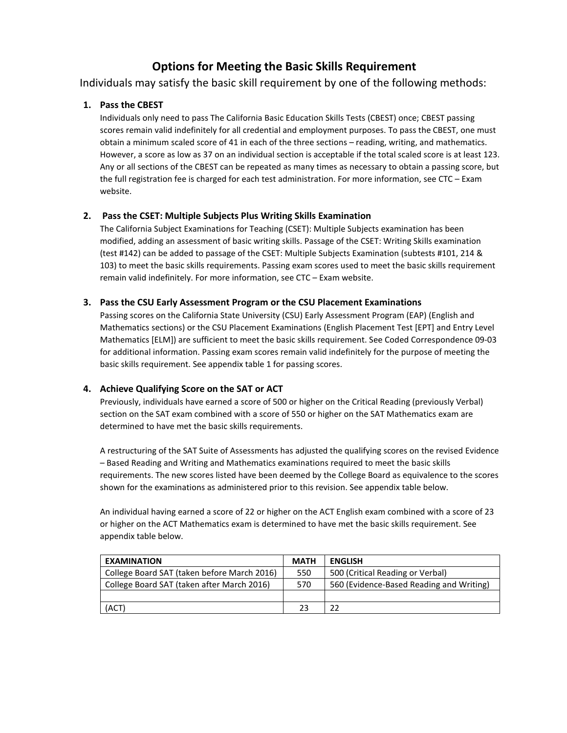# Options for Meeting the Basic Skills Requirement

Individuals may satisfy the basic skill requirement by one of the following methods:

1. **Pass the CBEST**
   Individuals only need to pass The California Basic Education Skills Tests (CBEST) once; CBEST passing scores remain valid indefinitely for all credential and employment purposes. To pass the CBEST, one must obtain a minimum scaled score of 41 in each of the three sections – reading, writing, and mathematics. However, a score as low as 37 on an individual section is acceptable if the total scaled score is at least 123. Any or all sections of the CBEST can be repeated as many times as necessary to obtain a passing score, but the full registration fee is charged for each test administration. For more information, see CTC – Exam website.

2. **Pass the CSET: Multiple Subjects Plus Writing Skills Examination**
   The California Subject Examinations for Teaching (CSET): Multiple Subjects examination has been modified, adding an assessment of basic writing skills. Passage of the CSET: Writing Skills examination (test #142) can be added to passage of the CSET: Multiple Subjects Examination (subtests #101, 214 & 103) to meet the basic skills requirements. Passing exam scores used to meet the basic skills requirement remain valid indefinitely. For more information, see CTC – Exam website.

3. **Pass the CSU Early Assessment Program or the CSU Placement Examinations**
   Passing scores on the California State University (CSU) Early Assessment Program (EAP) (English and Mathematics sections) or the CSU Placement Examinations (English Placement Test [EPT] and Entry Level Mathematics [ELM]) are sufficient to meet the basic skills requirement. See Coded Correspondence 09-03 for additional information. Passing exam scores remain valid indefinitely for the purpose of meeting the basic skills requirement. See appendix table 1 for passing scores.

4. **Achieve Qualifying Score on the SAT or ACT**
   Previously, individuals have earned a score of 500 or higher on the Critical Reading (previously Verbal) section on the SAT exam combined with a score of 550 or higher on the SAT Mathematics exam are determined to have met the basic skills requirements.

   A restructuring of the SAT Suite of Assessments has adjusted the qualifying scores on the revised Evidence – Based Reading and Writing and Mathematics examinations required to meet the basic skills requirements. The new scores listed have been deemed by the College Board as equivalence to the scores shown for the examinations as administered prior to this revision. See appendix table below.

   An individual having earned a score of 22 or higher on the ACT English exam combined with a score of 23 or higher on the ACT Mathematics exam is determined to have met the basic skills requirement. See appendix table below.

| EXAMINATION | MATH | ENGLISH |
|---|---|---|
| College Board SAT (taken before March 2016) | 550 | 500 (Critical Reading or Verbal) |
| College Board SAT (taken after March 2016) | 570 | 560 (Evidence-Based Reading and Writing) |
| | | |
| (ACT) | 23 | 22 |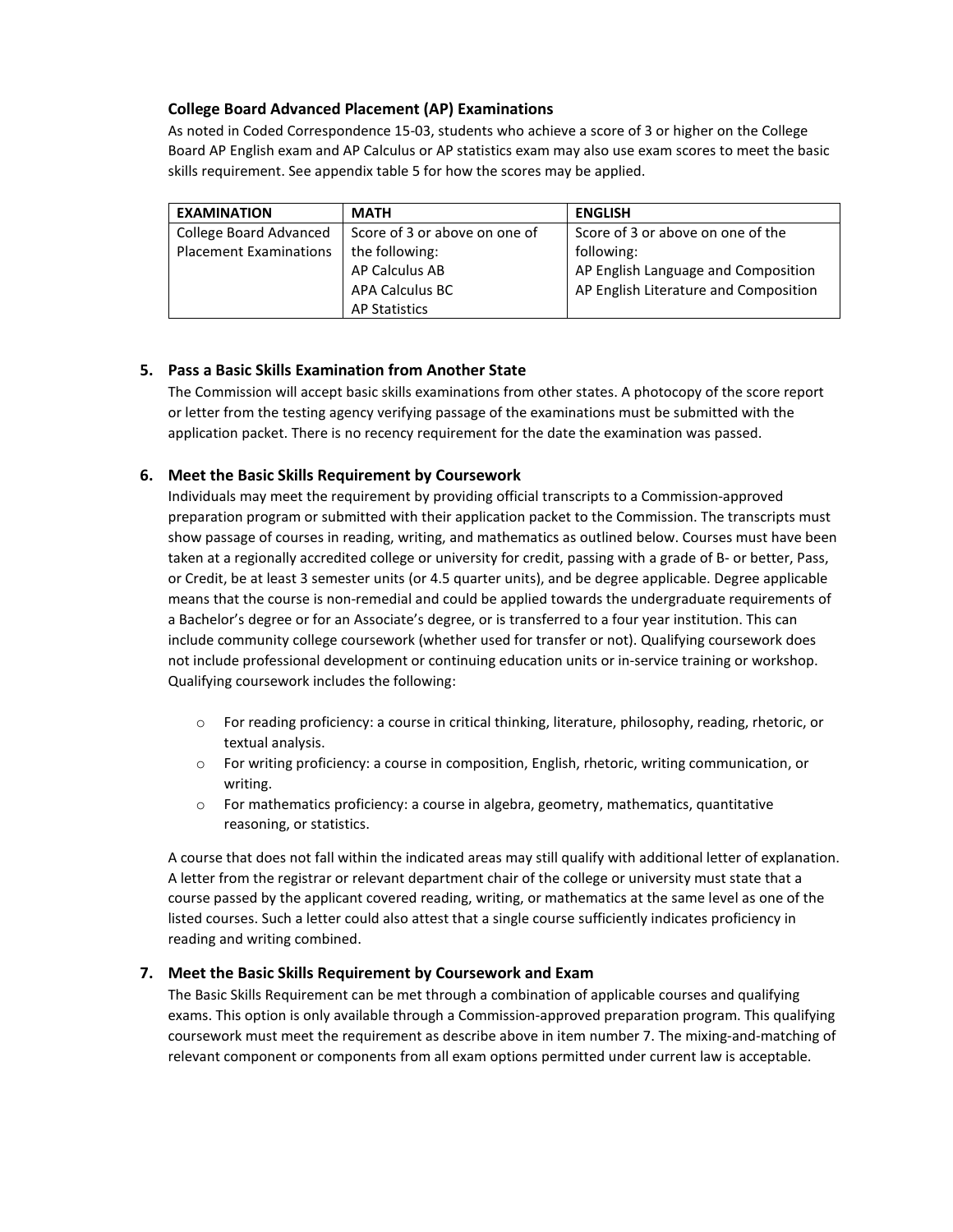### College Board Advanced Placement (AP) Examinations

As noted in Coded Correspondence 15-03, students who achieve a score of 3 or higher on the College Board AP English exam and AP Calculus or AP statistics exam may also use exam scores to meet the basic skills requirement. See appendix table 5 for how the scores may be applied.

| EXAMINATION | MATH | ENGLISH |
|---|---|---|
| College Board Advanced Placement Examinations | Score of 3 or above on one of the following:<br>AP Calculus AB<br>APA Calculus BC<br>AP Statistics | Score of 3 or above on one of the following:<br>AP English Language and Composition<br>AP English Literature and Composition |

### 5. Pass a Basic Skills Examination from Another State

The Commission will accept basic skills examinations from other states. A photocopy of the score report or letter from the testing agency verifying passage of the examinations must be submitted with the application packet. There is no recency requirement for the date the examination was passed.

### 6. Meet the Basic Skills Requirement by Coursework

Individuals may meet the requirement by providing official transcripts to a Commission-approved preparation program or submitted with their application packet to the Commission. The transcripts must show passage of courses in reading, writing, and mathematics as outlined below. Courses must have been taken at a regionally accredited college or university for credit, passing with a grade of B- or better, Pass, or Credit, be at least 3 semester units (or 4.5 quarter units), and be degree applicable. Degree applicable means that the course is non-remedial and could be applied towards the undergraduate requirements of a Bachelor's degree or for an Associate's degree, or is transferred to a four year institution. This can include community college coursework (whether used for transfer or not). Qualifying coursework does not include professional development or continuing education units or in-service training or workshop. Qualifying coursework includes the following:

- For reading proficiency: a course in critical thinking, literature, philosophy, reading, rhetoric, or textual analysis.
- For writing proficiency: a course in composition, English, rhetoric, writing communication, or writing.
- For mathematics proficiency: a course in algebra, geometry, mathematics, quantitative reasoning, or statistics.

A course that does not fall within the indicated areas may still qualify with additional letter of explanation. A letter from the registrar or relevant department chair of the college or university must state that a course passed by the applicant covered reading, writing, or mathematics at the same level as one of the listed courses. Such a letter could also attest that a single course sufficiently indicates proficiency in reading and writing combined.

### 7. Meet the Basic Skills Requirement by Coursework and Exam

The Basic Skills Requirement can be met through a combination of applicable courses and qualifying exams. This option is only available through a Commission-approved preparation program. This qualifying coursework must meet the requirement as describe above in item number 7. The mixing-and-matching of relevant component or components from all exam options permitted under current law is acceptable.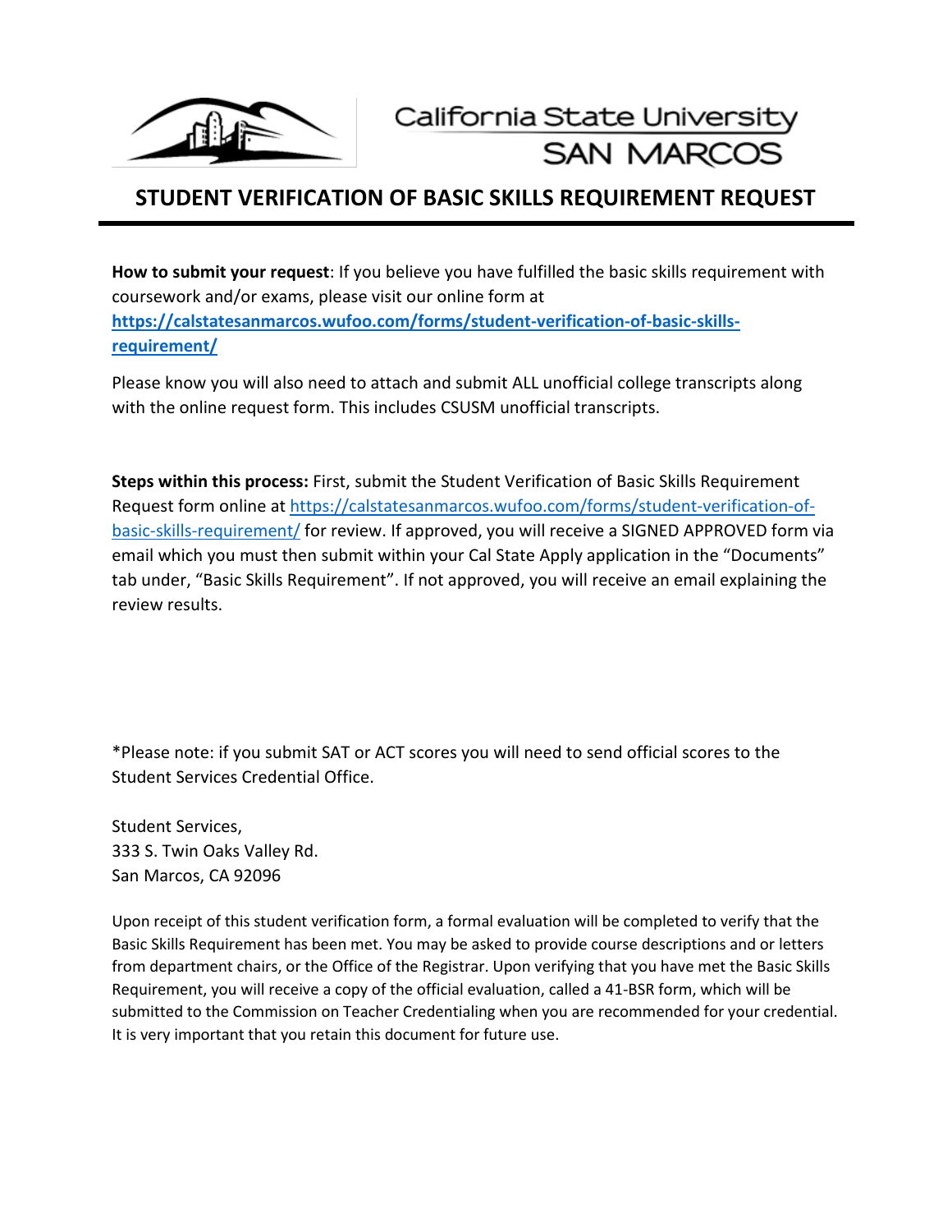California State University
SAN MARCOS

# STUDENT VERIFICATION OF BASIC SKILLS REQUIREMENT REQUEST

**How to submit your request**: If you believe you have fulfilled the basic skills requirement with coursework and/or exams, please visit our online form at **https://calstatesanmarcos.wufoo.com/forms/student-verification-of-basic-skills-requirement/**

Please know you will also need to attach and submit ALL unofficial college transcripts along with the online request form. This includes CSUSM unofficial transcripts.

**Steps within this process:** First, submit the Student Verification of Basic Skills Requirement Request form online at https://calstatesanmarcos.wufoo.com/forms/student-verification-of-basic-skills-requirement/ for review. If approved, you will receive a SIGNED APPROVED form via email which you must then submit within your Cal State Apply application in the "Documents" tab under, "Basic Skills Requirement". If not approved, you will receive an email explaining the review results.

*Please note: if you submit SAT or ACT scores you will need to send official scores to the Student Services Credential Office.

Student Services,
333 S. Twin Oaks Valley Rd.
San Marcos, CA 92096

Upon receipt of this student verification form, a formal evaluation will be completed to verify that the Basic Skills Requirement has been met. You may be asked to provide course descriptions and or letters from department chairs, or the Office of the Registrar. Upon verifying that you have met the Basic Skills Requirement, you will receive a copy of the official evaluation, called a 41-BSR form, which will be submitted to the Commission on Teacher Credentialing when you are recommended for your credential. It is very important that you retain this document for future use.